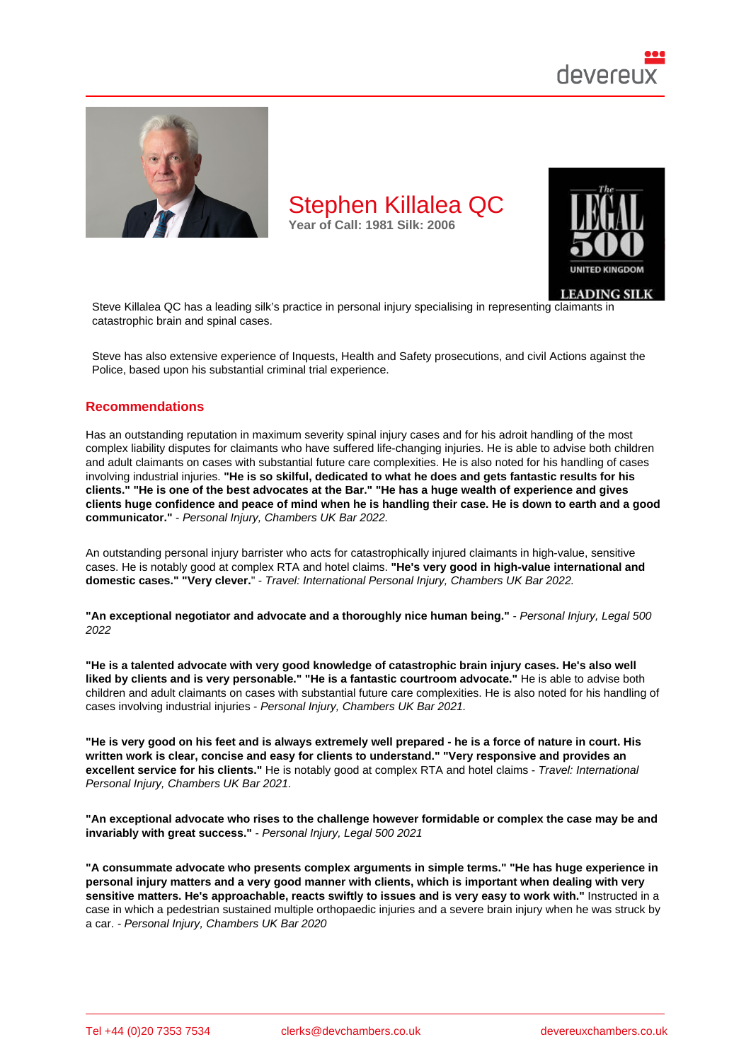# Stephen Killalea QC

**Year of Call: 1981 Silk: 2006**

Steve Killalea QC has a leading silk's practice in personal injury specialising in representing claimants in catastrophic brain and spinal cases.

Steve has also extensive experience of Inquests, Health and Safety prosecutions, and civil Actions against the Police, based upon his substantial criminal trial experience.

## Recommendations

Has an outstanding reputation in maximum severity spinal injury cases and for his adroit handling of the most complex liability disputes for claimants who have suffered life-changing injuries. He is able to advise both children and adult claimants on cases with substantial future care complexities. He is also noted for his handling of cases involving industrial injuries. **"He is so skilful, dedicated to what he does and gets fantastic results for his clients." "He is one of the best advocates at the Bar." "He has a huge wealth of experience and gives clients huge confidence and peace of mind when he is handling their case. He is down to earth and a good communicator."** - *Personal Injury, Chambers UK Bar 2022.*

An outstanding personal injury barrister who acts for catastrophically injured claimants in high-value, sensitive cases. He is notably good at complex RTA and hotel claims. **"He's very good in high-value international and domestic cases." "Very clever."** - *Travel: International Personal Injury, Chambers UK Bar 2022.*

**"An exceptional negotiator and advocate and a thoroughly nice human being."** - *Personal Injury, Legal 500 2022*

**"He is a talented advocate with very good knowledge of catastrophic brain injury cases. He's also well liked by clients and is very personable." "He is a fantastic courtroom advocate."** He is able to advise both children and adult claimants on cases with substantial future care complexities. He is also noted for his handling of cases involving industrial injuries - *Personal Injury, Chambers UK Bar 2021.*

**"He is very good on his feet and is always extremely well prepared - he is a force of nature in court. His written work is clear, concise and easy for clients to understand." "Very responsive and provides an excellent service for his clients."** He is notably good at complex RTA and hotel claims - *Travel: International Personal Injury, Chambers UK Bar 2021.*

**"An exceptional advocate who rises to the challenge however formidable or complex the case may be and invariably with great success."** - *Personal Injury, Legal 500 2021*

**"A consummate advocate who presents complex arguments in simple terms." "He has huge experience in personal injury matters and a very good manner with clients, which is important when dealing with very sensitive matters. He's approachable, reacts swiftly to issues and is very easy to work with."** Instructed in a case in which a pedestrian sustained multiple orthopaedic injuries and a severe brain injury when he was struck by a car. - *Personal Injury, Chambers UK Bar 2020*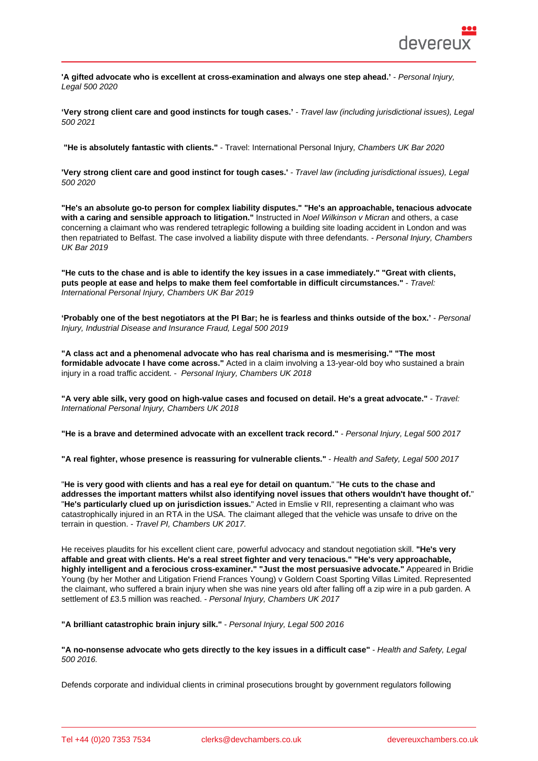**'A gifted advocate who is excellent at cross-examination and always one step ahead.'** - *Personal Injury, Legal 500 2020*

**'Very strong client care and good instincts for tough cases.'** - *Travel law (including jurisdictional issues), Legal 500 2021*

**"He is absolutely fantastic with clients."** - Travel: International Personal Injury*, Chambers UK Bar 2020*

**'Very strong client care and good instinct for tough cases.'** - *Travel law (including jurisdictional issues), Legal 500 2020*

**"He's an absolute go-to person for complex liability disputes." "He's an approachable, tenacious advocate with a caring and sensible approach to litigation."** Instructed in *Noel Wilkinson v Micran* and others, a case concerning a claimant who was rendered tetraplegic following a building site loading accident in London and was then repatriated to Belfast. The case involved a liability dispute with three defendants. - *Personal Injury, Chambers UK Bar 2019*

**"He cuts to the chase and is able to identify the key issues in a case immediately." "Great with clients, puts people at ease and helps to make them feel comfortable in difficult circumstances."** - *Travel: International Personal Injury, Chambers UK Bar 2019*

**'Probably one of the best negotiators at the PI Bar; he is fearless and thinks outside of the box.'** - *Personal Injury, Industrial Disease and Insurance Fraud, Legal 500 2019*

**"A class act and a phenomenal advocate who has real charisma and is mesmerising." "The most formidable advocate I have come across."** Acted in a claim involving a 13-year-old boy who sustained a brain injury in a road traffic accident. - *Personal Injury, Chambers UK 2018*

**"A very able silk, very good on high-value cases and focused on detail. He's a great advocate."** - *Travel: International Personal Injury, Chambers UK 2018*

**"He is a brave and determined advocate with an excellent track record."** - *Personal Injury, Legal 500 2017*

**"A real fighter, whose presence is reassuring for vulnerable clients."** - *Health and Safety, Legal 500 2017*

"**He is very good with clients and has a real eye for detail on quantum.**" "**He cuts to the chase and addresses the important matters whilst also identifying novel issues that others wouldn't have thought of.**" "**He's particularly clued up on jurisdiction issues.**" Acted in Emslie v RII, representing a claimant who was catastrophically injured in an RTA in the USA. The claimant alleged that the vehicle was unsafe to drive on the terrain in question. - *Travel PI, Chambers UK 2017.*

He receives plaudits for his excellent client care, powerful advocacy and standout negotiation skill. **"He's very affable and great with clients. He's a real street fighter and very tenacious." "He's very approachable, highly intelligent and a ferocious cross-examiner." "Just the most persuasive advocate."** Appeared in Bridie Young (by her Mother and Litigation Friend Frances Young) v Goldern Coast Sporting Villas Limited. Represented the claimant, who suffered a brain injury when she was nine years old after falling off a zip wire in a pub garden. A settlement of £3.5 million was reached. - *Personal Injury, Chambers UK 2017*

**"A brilliant catastrophic brain injury silk."** - *Personal Injury, Legal 500 2016*

**"A no-nonsense advocate who gets directly to the key issues in a difficult case"** - *Health and Safety, Legal 500 2016.*

Defends corporate and individual clients in criminal prosecutions brought by government regulators following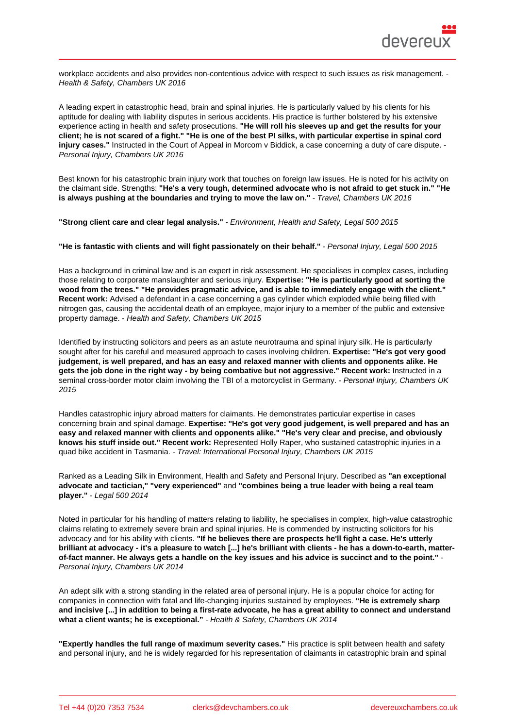workplace accidents and also provides non-contentious advice with respect to such issues as risk management. - *Health & Safety, Chambers UK 2016*

A leading expert in catastrophic head, brain and spinal injuries. He is particularly valued by his clients for his aptitude for dealing with liability disputes in serious accidents. His practice is further bolstered by his extensive experience acting in health and safety prosecutions. **"He will roll his sleeves up and get the results for your client; he is not scared of a fight." "He is one of the best PI silks, with particular expertise in spinal cord injury cases."** Instructed in the Court of Appeal in Morcom v Biddick, a case concerning a duty of care dispute. - *Personal Injury, Chambers UK 2016*

Best known for his catastrophic brain injury work that touches on foreign law issues. He is noted for his activity on the claimant side. Strengths: **"He's a very tough, determined advocate who is not afraid to get stuck in." "He is always pushing at the boundaries and trying to move the law on."** - *Travel, Chambers UK 2016*

**"Strong client care and clear legal analysis."** - *Environment, Health and Safety, Legal 500 2015*

**"He is fantastic with clients and will fight passionately on their behalf."** - *Personal Injury, Legal 500 2015*

Has a background in criminal law and is an expert in risk assessment. He specialises in complex cases, including those relating to corporate manslaughter and serious injury. **Expertise: "He is particularly good at sorting the wood from the trees." "He provides pragmatic advice, and is able to immediately engage with the client." Recent work:** Advised a defendant in a case concerning a gas cylinder which exploded while being filled with nitrogen gas, causing the accidental death of an employee, major injury to a member of the public and extensive property damage. - *Health and Safety, Chambers UK 2015*

Identified by instructing solicitors and peers as an astute neurotrauma and spinal injury silk. He is particularly sought after for his careful and measured approach to cases involving children. **Expertise: "He's got very good judgement, is well prepared, and has an easy and relaxed manner with clients and opponents alike. He gets the job done in the right way - by being combative but not aggressive." Recent work:** Instructed in a seminal cross-border motor claim involving the TBI of a motorcyclist in Germany. - *Personal Injury, Chambers UK 2015*

Handles catastrophic injury abroad matters for claimants. He demonstrates particular expertise in cases concerning brain and spinal damage. **Expertise: "He's got very good judgement, is well prepared and has an easy and relaxed manner with clients and opponents alike." "He's very clear and precise, and obviously knows his stuff inside out." Recent work:** Represented Holly Raper, who sustained catastrophic injuries in a quad bike accident in Tasmania. - *Travel: International Personal Injury, Chambers UK 2015*

Ranked as a Leading Silk in Environment, Health and Safety and Personal Injury. Described as **"an exceptional advocate and tactician," "very experienced"** and **"combines being a true leader with being a real team player."** - *Legal 500 2014*

Noted in particular for his handling of matters relating to liability, he specialises in complex, high-value catastrophic claims relating to extremely severe brain and spinal injuries. He is commended by instructing solicitors for his advocacy and for his ability with clients. **"If he believes there are prospects he'll fight a case. He's utterly brilliant at advocacy - it's a pleasure to watch [...] he's brilliant with clients - he has a down-to-earth, matter-of-fact manner. He always gets a handle on the key issues and his advice is succinct and to the point."** - *Personal Injury, Chambers UK 2014*

An adept silk with a strong standing in the related area of personal injury. He is a popular choice for acting for companies in connection with fatal and life-changing injuries sustained by employees. **"He is extremely sharp and incisive [...] in addition to being a first-rate advocate, he has a great ability to connect and understand what a client wants; he is exceptional."** - *Health & Safety, Chambers UK 2014*

**"Expertly handles the full range of maximum severity cases."** His practice is split between health and safety and personal injury, and he is widely regarded for his representation of claimants in catastrophic brain and spinal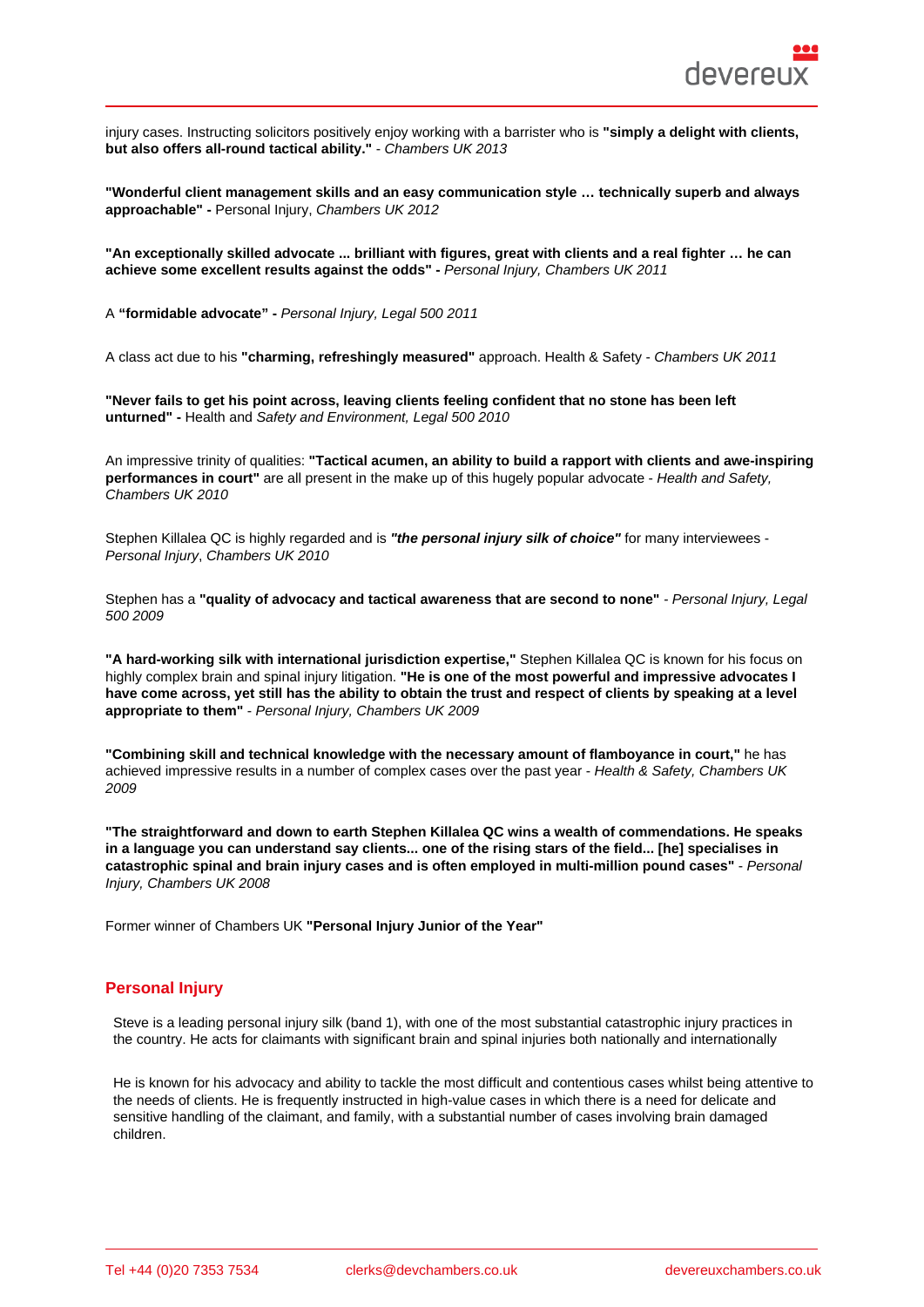injury cases. Instructing solicitors positively enjoy working with a barrister who is **"simply a delight with clients, but also offers all-round tactical ability."** - *Chambers UK 2013*

**"Wonderful client management skills and an easy communication style … technically superb and always approachable" -** Personal Injury, *Chambers UK 2012*

**"An exceptionally skilled advocate ... brilliant with figures, great with clients and a real fighter … he can achieve some excellent results against the odds" -** *Personal Injury, Chambers UK 2011*

A **"formidable advocate" -** *Personal Injury, Legal 500 2011*

A class act due to his **"charming, refreshingly measured"** approach. Health & Safety - *Chambers UK 2011*

**"Never fails to get his point across, leaving clients feeling confident that no stone has been left unturned" -** Health and *Safety and Environment, Legal 500 2010*

An impressive trinity of qualities: **"Tactical acumen, an ability to build a rapport with clients and awe-inspiring performances in court"** are all present in the make up of this hugely popular advocate - *Health and Safety, Chambers UK 2010*

Stephen Killalea QC is highly regarded and is ***"the personal injury silk of choice"*** for many interviewees - *Personal Injury*, *Chambers UK 2010*

Stephen has a **"quality of advocacy and tactical awareness that are second to none"** - *Personal Injury, Legal 500 2009*

**"A hard-working silk with international jurisdiction expertise,"** Stephen Killalea QC is known for his focus on highly complex brain and spinal injury litigation. **"He is one of the most powerful and impressive advocates I have come across, yet still has the ability to obtain the trust and respect of clients by speaking at a level appropriate to them"** - *Personal Injury, Chambers UK 2009*

**"Combining skill and technical knowledge with the necessary amount of flamboyance in court,"** he has achieved impressive results in a number of complex cases over the past year - *Health & Safety, Chambers UK 2009*

**"The straightforward and down to earth Stephen Killalea QC wins a wealth of commendations. He speaks in a language you can understand say clients... one of the rising stars of the field... [he] specialises in catastrophic spinal and brain injury cases and is often employed in multi-million pound cases"** - *Personal Injury, Chambers UK 2008*

Former winner of Chambers UK **"Personal Injury Junior of the Year"**

## Personal Injury

Steve is a leading personal injury silk (band 1), with one of the most substantial catastrophic injury practices in the country. He acts for claimants with significant brain and spinal injuries both nationally and internationally

He is known for his advocacy and ability to tackle the most difficult and contentious cases whilst being attentive to the needs of clients. He is frequently instructed in high-value cases in which there is a need for delicate and sensitive handling of the claimant, and family, with a substantial number of cases involving brain damaged children.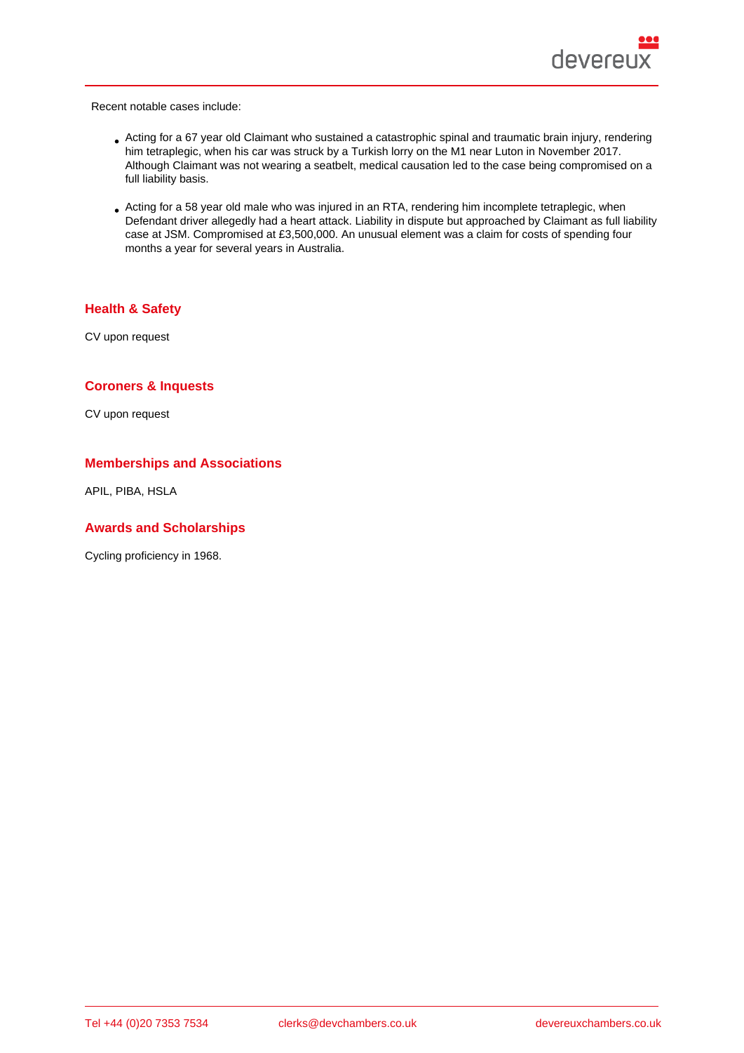Recent notable cases include:

- Acting for a 67 year old Claimant who sustained a catastrophic spinal and traumatic brain injury, rendering him tetraplegic, when his car was struck by a Turkish lorry on the M1 near Luton in November 2017. Although Claimant was not wearing a seatbelt, medical causation led to the case being compromised on a full liability basis.
- Acting for a 58 year old male who was injured in an RTA, rendering him incomplete tetraplegic, when Defendant driver allegedly had a heart attack. Liability in dispute but approached by Claimant as full liability case at JSM. Compromised at £3,500,000. An unusual element was a claim for costs of spending four months a year for several years in Australia.

## Health & Safety

CV upon request

## Coroners & Inquests

CV upon request

## Memberships and Associations

APIL, PIBA, HSLA

## Awards and Scholarships

Cycling proficiency in 1968.